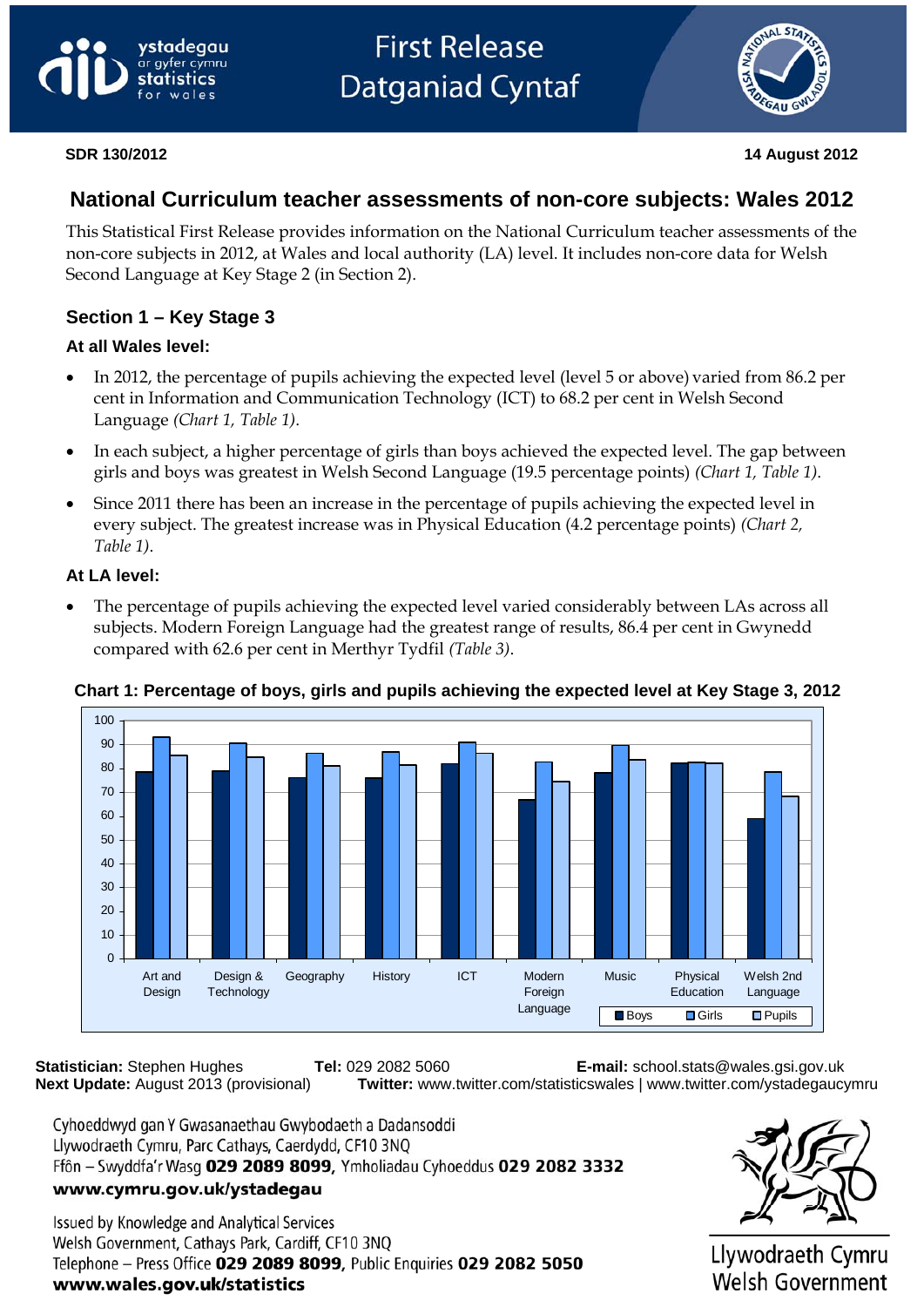ystadegau ar gyfer cymru
statistics for wales

# First Release
# Datganiad Cyntaf

**SDR 130/2012** **14 August 2012**

## National Curriculum teacher assessments of non-core subjects: Wales 2012

This Statistical First Release provides information on the National Curriculum teacher assessments of the non-core subjects in 2012, at Wales and local authority (LA) level. It includes non-core data for Welsh Second Language at Key Stage 2 (in Section 2).

### Section 1 – Key Stage 3

**At all Wales level:**

- In 2012, the percentage of pupils achieving the expected level (level 5 or above) varied from 86.2 per cent in Information and Communication Technology (ICT) to 68.2 per cent in Welsh Second Language *(Chart 1, Table 1)*.
- In each subject, a higher percentage of girls than boys achieved the expected level. The gap between girls and boys was greatest in Welsh Second Language (19.5 percentage points) *(Chart 1, Table 1)*.
- Since 2011 there has been an increase in the percentage of pupils achieving the expected level in every subject. The greatest increase was in Physical Education (4.2 percentage points) *(Chart 2, Table 1)*.

**At LA level:**

- The percentage of pupils achieving the expected level varied considerably between LAs across all subjects. Modern Foreign Language had the greatest range of results, 86.4 per cent in Gwynedd compared with 62.6 per cent in Merthyr Tydfil *(Table 3)*.

**Chart 1: Percentage of boys, girls and pupils achieving the expected level at Key Stage 3, 2012**

Art and Design, Design & Technology, Geography, History, ICT, Modern Foreign Language, Music, Physical Education, Welsh 2nd Language

Boys, Girls, Pupils

**Statistician:** Stephen Hughes **Tel:** 029 2082 5060 **E-mail:** school.stats@wales.gsi.gov.uk
**Next Update:** August 2013 (provisional) **Twitter:** www.twitter.com/statisticswales | www.twitter.com/ystadegaucymru

Cyhoeddwyd gan Y Gwasanaethau Gwybodaeth a Dadansoddi
Llywodraeth Cymru, Parc Cathays, Caerdydd, CF10 3NQ
Ffôn – Swyddfa'r Wasg **029 2089 8099**, Ymholiadau Cyhoeddus **029 2082 3332**
**www.cymru.gov.uk/ystadegau**

Issued by Knowledge and Analytical Services
Welsh Government, Cathays Park, Cardiff, CF10 3NQ
Telephone – Press Office **029 2089 8099**, Public Enquiries **029 2082 5050**
**www.wales.gov.uk/statistics**

Llywodraeth Cymru
Welsh Government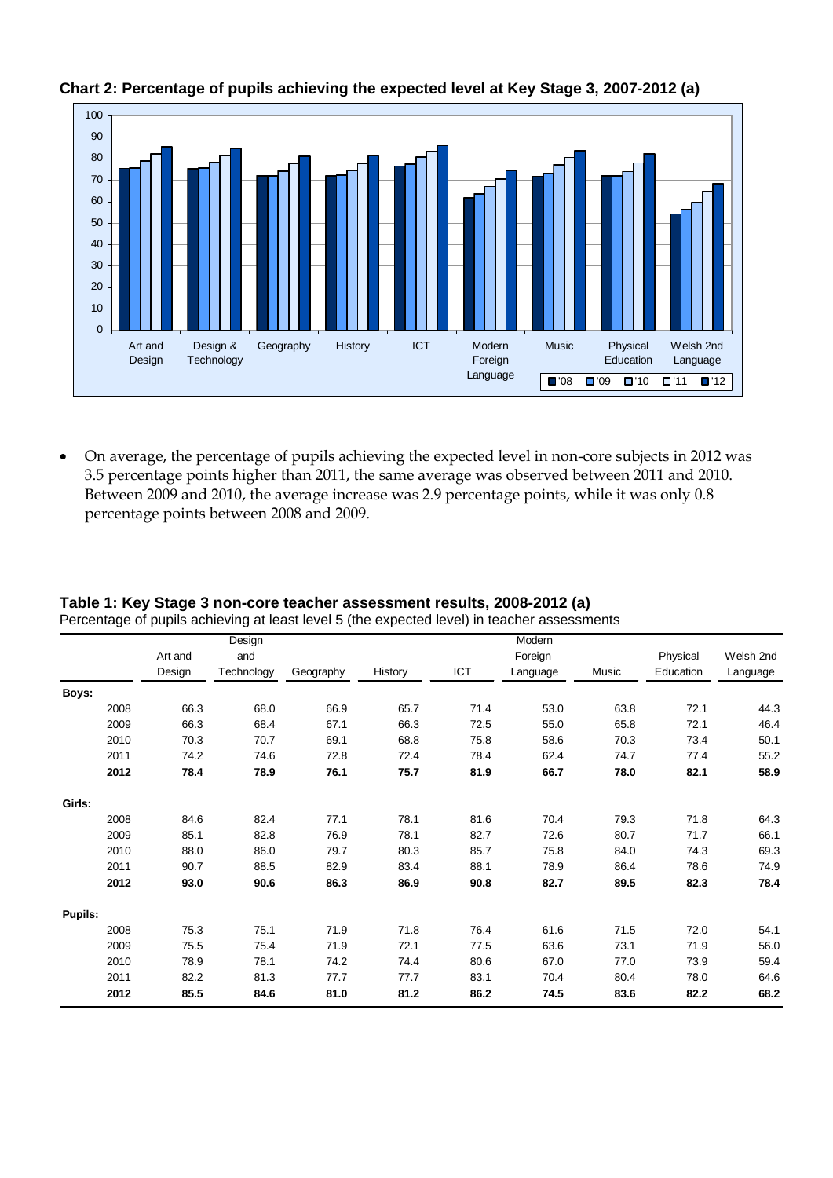**Chart 2: Percentage of pupils achieving the expected level at Key Stage 3, 2007-2012 (a)**

- On average, the percentage of pupils achieving the expected level in non-core subjects in 2012 was 3.5 percentage points higher than 2011, the same average was observed between 2011 and 2010. Between 2009 and 2010, the average increase was 2.9 percentage points, while it was only 0.8 percentage points between 2008 and 2009.

**Table 1: Key Stage 3 non-core teacher assessment results, 2008-2012 (a)**

Percentage of pupils achieving at least level 5 (the expected level) in teacher assessments

| | | Art and Design | Design and Technology | Geography | History | ICT | Modern Foreign Language | Music | Physical Education | Welsh 2nd Language |
|---|---|---|---|---|---|---|---|---|---|---|
| **Boys:** | | | | | | | | | | |
| | 2008 | 66.3 | 68.0 | 66.9 | 65.7 | 71.4 | 53.0 | 63.8 | 72.1 | 44.3 |
| | 2009 | 66.3 | 68.4 | 67.1 | 66.3 | 72.5 | 55.0 | 65.8 | 72.1 | 46.4 |
| | 2010 | 70.3 | 70.7 | 69.1 | 68.8 | 75.8 | 58.6 | 70.3 | 73.4 | 50.1 |
| | 2011 | 74.2 | 74.6 | 72.8 | 72.4 | 78.4 | 62.4 | 74.7 | 77.4 | 55.2 |
| | **2012** | **78.4** | **78.9** | **76.1** | **75.7** | **81.9** | **66.7** | **78.0** | **82.1** | **58.9** |
| **Girls:** | | | | | | | | | | |
| | 2008 | 84.6 | 82.4 | 77.1 | 78.1 | 81.6 | 70.4 | 79.3 | 71.8 | 64.3 |
| | 2009 | 85.1 | 82.8 | 76.9 | 78.1 | 82.7 | 72.6 | 80.7 | 71.7 | 66.1 |
| | 2010 | 88.0 | 86.0 | 79.7 | 80.3 | 85.7 | 75.8 | 84.0 | 74.3 | 69.3 |
| | 2011 | 90.7 | 88.5 | 82.9 | 83.4 | 88.1 | 78.9 | 86.4 | 78.6 | 74.9 |
| | **2012** | **93.0** | **90.6** | **86.3** | **86.9** | **90.8** | **82.7** | **89.5** | **82.3** | **78.4** |
| **Pupils:** | | | | | | | | | | |
| | 2008 | 75.3 | 75.1 | 71.9 | 71.8 | 76.4 | 61.6 | 71.5 | 72.0 | 54.1 |
| | 2009 | 75.5 | 75.4 | 71.9 | 72.1 | 77.5 | 63.6 | 73.1 | 71.9 | 56.0 |
| | 2010 | 78.9 | 78.1 | 74.2 | 74.4 | 80.6 | 67.0 | 77.0 | 73.9 | 59.4 |
| | 2011 | 82.2 | 81.3 | 77.7 | 77.7 | 83.1 | 70.4 | 80.4 | 78.0 | 64.6 |
| | **2012** | **85.5** | **84.6** | **81.0** | **81.2** | **86.2** | **74.5** | **83.6** | **82.2** | **68.2** |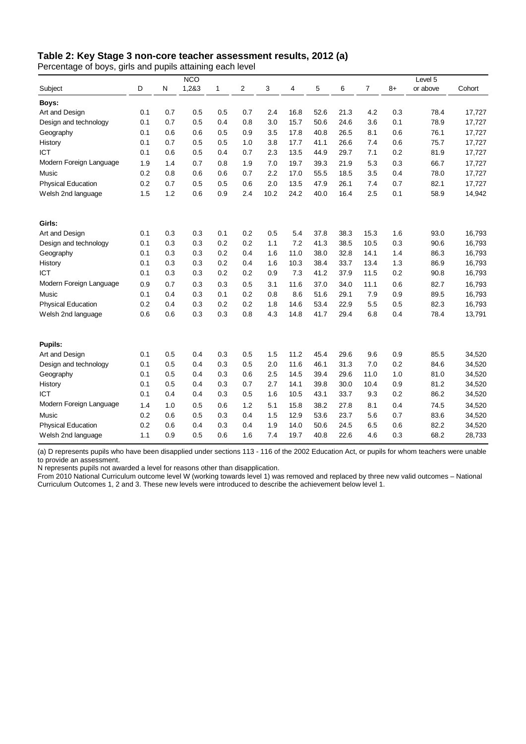**Table 2: Key Stage 3 non-core teacher assessment results, 2012 (a)**

Percentage of boys, girls and pupils attaining each level

| Subject | D | N | NCO 1,2&3 | 1 | 2 | 3 | 4 | 5 | 6 | 7 | 8+ | Level 5 or above | Cohort |
|---|---|---|---|---|---|---|---|---|---|---|---|---|---|
| **Boys:** | | | | | | | | | | | | | |
| Art and Design | 0.1 | 0.7 | 0.5 | 0.5 | 0.7 | 2.4 | 16.8 | 52.6 | 21.3 | 4.2 | 0.3 | 78.4 | 17,727 |
| Design and technology | 0.1 | 0.7 | 0.5 | 0.4 | 0.8 | 3.0 | 15.7 | 50.6 | 24.6 | 3.6 | 0.1 | 78.9 | 17,727 |
| Geography | 0.1 | 0.6 | 0.6 | 0.5 | 0.9 | 3.5 | 17.8 | 40.8 | 26.5 | 8.1 | 0.6 | 76.1 | 17,727 |
| History | 0.1 | 0.7 | 0.5 | 0.5 | 1.0 | 3.8 | 17.7 | 41.1 | 26.6 | 7.4 | 0.6 | 75.7 | 17,727 |
| ICT | 0.1 | 0.6 | 0.5 | 0.4 | 0.7 | 2.3 | 13.5 | 44.9 | 29.7 | 7.1 | 0.2 | 81.9 | 17,727 |
| Modern Foreign Language | 1.9 | 1.4 | 0.7 | 0.8 | 1.9 | 7.0 | 19.7 | 39.3 | 21.9 | 5.3 | 0.3 | 66.7 | 17,727 |
| Music | 0.2 | 0.8 | 0.6 | 0.6 | 0.7 | 2.2 | 17.0 | 55.5 | 18.5 | 3.5 | 0.4 | 78.0 | 17,727 |
| Physical Education | 0.2 | 0.7 | 0.5 | 0.5 | 0.6 | 2.0 | 13.5 | 47.9 | 26.1 | 7.4 | 0.7 | 82.1 | 17,727 |
| Welsh 2nd language | 1.5 | 1.2 | 0.6 | 0.9 | 2.4 | 10.2 | 24.2 | 40.0 | 16.4 | 2.5 | 0.1 | 58.9 | 14,942 |
| **Girls:** | | | | | | | | | | | | | |
| Art and Design | 0.1 | 0.3 | 0.3 | 0.1 | 0.2 | 0.5 | 5.4 | 37.8 | 38.3 | 15.3 | 1.6 | 93.0 | 16,793 |
| Design and technology | 0.1 | 0.3 | 0.3 | 0.2 | 0.2 | 1.1 | 7.2 | 41.3 | 38.5 | 10.5 | 0.3 | 90.6 | 16,793 |
| Geography | 0.1 | 0.3 | 0.3 | 0.2 | 0.4 | 1.6 | 11.0 | 38.0 | 32.8 | 14.1 | 1.4 | 86.3 | 16,793 |
| History | 0.1 | 0.3 | 0.3 | 0.2 | 0.4 | 1.6 | 10.3 | 38.4 | 33.7 | 13.4 | 1.3 | 86.9 | 16,793 |
| ICT | 0.1 | 0.3 | 0.3 | 0.2 | 0.2 | 0.9 | 7.3 | 41.2 | 37.9 | 11.5 | 0.2 | 90.8 | 16,793 |
| Modern Foreign Language | 0.9 | 0.7 | 0.3 | 0.3 | 0.5 | 3.1 | 11.6 | 37.0 | 34.0 | 11.1 | 0.6 | 82.7 | 16,793 |
| Music | 0.1 | 0.4 | 0.3 | 0.1 | 0.2 | 0.8 | 8.6 | 51.6 | 29.1 | 7.9 | 0.9 | 89.5 | 16,793 |
| Physical Education | 0.2 | 0.4 | 0.3 | 0.2 | 0.2 | 1.8 | 14.6 | 53.4 | 22.9 | 5.5 | 0.5 | 82.3 | 16,793 |
| Welsh 2nd language | 0.6 | 0.6 | 0.3 | 0.3 | 0.8 | 4.3 | 14.8 | 41.7 | 29.4 | 6.8 | 0.4 | 78.4 | 13,791 |
| **Pupils:** | | | | | | | | | | | | | |
| Art and Design | 0.1 | 0.5 | 0.4 | 0.3 | 0.5 | 1.5 | 11.2 | 45.4 | 29.6 | 9.6 | 0.9 | 85.5 | 34,520 |
| Design and technology | 0.1 | 0.5 | 0.4 | 0.3 | 0.5 | 2.0 | 11.6 | 46.1 | 31.3 | 7.0 | 0.2 | 84.6 | 34,520 |
| Geography | 0.1 | 0.5 | 0.4 | 0.3 | 0.6 | 2.5 | 14.5 | 39.4 | 29.6 | 11.0 | 1.0 | 81.0 | 34,520 |
| History | 0.1 | 0.5 | 0.4 | 0.3 | 0.7 | 2.7 | 14.1 | 39.8 | 30.0 | 10.4 | 0.9 | 81.2 | 34,520 |
| ICT | 0.1 | 0.4 | 0.4 | 0.3 | 0.5 | 1.6 | 10.5 | 43.1 | 33.7 | 9.3 | 0.2 | 86.2 | 34,520 |
| Modern Foreign Language | 1.4 | 1.0 | 0.5 | 0.6 | 1.2 | 5.1 | 15.8 | 38.2 | 27.8 | 8.1 | 0.4 | 74.5 | 34,520 |
| Music | 0.2 | 0.6 | 0.5 | 0.3 | 0.4 | 1.5 | 12.9 | 53.6 | 23.7 | 5.6 | 0.7 | 83.6 | 34,520 |
| Physical Education | 0.2 | 0.6 | 0.4 | 0.3 | 0.4 | 1.9 | 14.0 | 50.6 | 24.5 | 6.5 | 0.6 | 82.2 | 34,520 |
| Welsh 2nd language | 1.1 | 0.9 | 0.5 | 0.6 | 1.6 | 7.4 | 19.7 | 40.8 | 22.6 | 4.6 | 0.3 | 68.2 | 28,733 |

(a) D represents pupils who have been disapplied under sections 113 - 116 of the 2002 Education Act, or pupils for whom teachers were unable to provide an assessment.

N represents pupils not awarded a level for reasons other than disapplication.

From 2010 National Curriculum outcome level W (working towards level 1) was removed and replaced by three new valid outcomes – National Curriculum Outcomes 1, 2 and 3. These new levels were introduced to describe the achievement below level 1.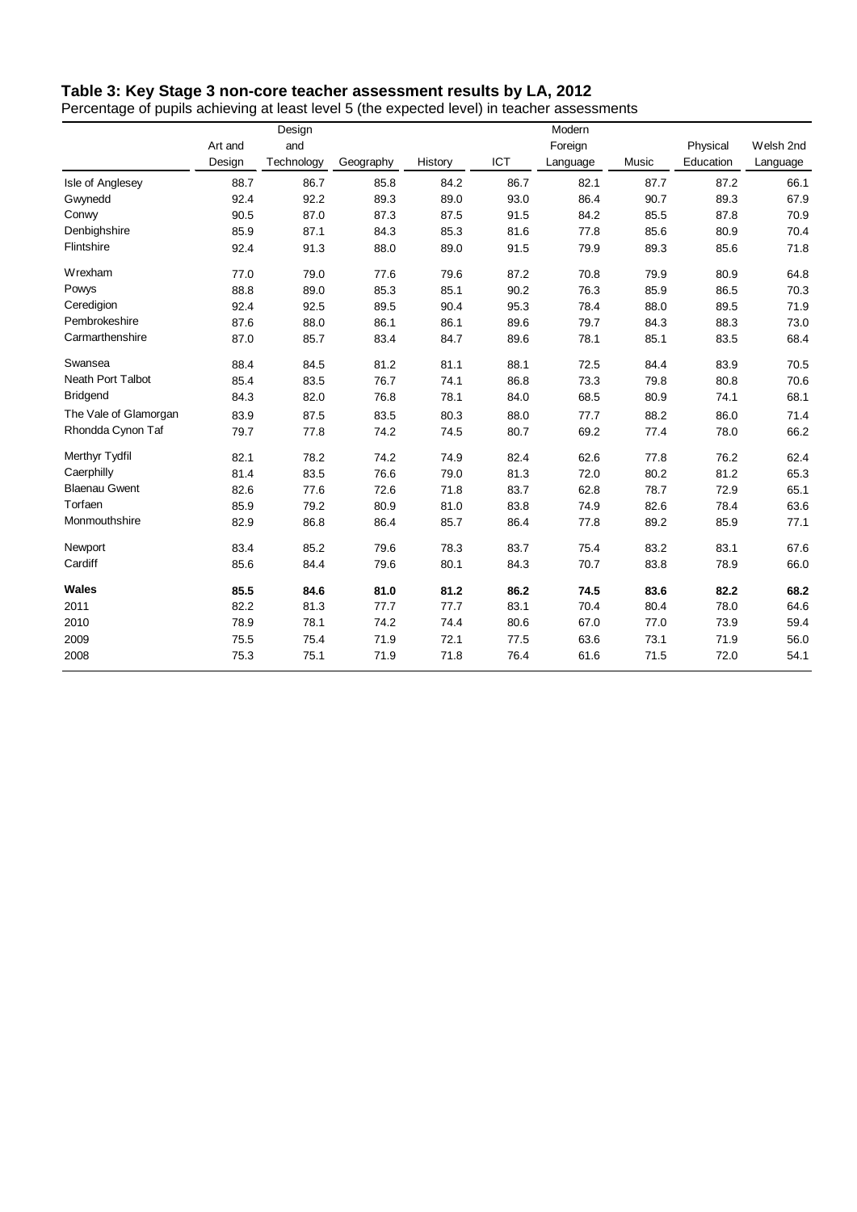## Table 3: Key Stage 3 non-core teacher assessment results by LA, 2012

Percentage of pupils achieving at least level 5 (the expected level) in teacher assessments

| | Art and Design | Design and Technology | Geography | History | ICT | Modern Foreign Language | Music | Physical Education | Welsh 2nd Language |
|---|---|---|---|---|---|---|---|---|---|
| Isle of Anglesey | 88.7 | 86.7 | 85.8 | 84.2 | 86.7 | 82.1 | 87.7 | 87.2 | 66.1 |
| Gwynedd | 92.4 | 92.2 | 89.3 | 89.0 | 93.0 | 86.4 | 90.7 | 89.3 | 67.9 |
| Conwy | 90.5 | 87.0 | 87.3 | 87.5 | 91.5 | 84.2 | 85.5 | 87.8 | 70.9 |
| Denbighshire | 85.9 | 87.1 | 84.3 | 85.3 | 81.6 | 77.8 | 85.6 | 80.9 | 70.4 |
| Flintshire | 92.4 | 91.3 | 88.0 | 89.0 | 91.5 | 79.9 | 89.3 | 85.6 | 71.8 |
| Wrexham | 77.0 | 79.0 | 77.6 | 79.6 | 87.2 | 70.8 | 79.9 | 80.9 | 64.8 |
| Powys | 88.8 | 89.0 | 85.3 | 85.1 | 90.2 | 76.3 | 85.9 | 86.5 | 70.3 |
| Ceredigion | 92.4 | 92.5 | 89.5 | 90.4 | 95.3 | 78.4 | 88.0 | 89.5 | 71.9 |
| Pembrokeshire | 87.6 | 88.0 | 86.1 | 86.1 | 89.6 | 79.7 | 84.3 | 88.3 | 73.0 |
| Carmarthenshire | 87.0 | 85.7 | 83.4 | 84.7 | 89.6 | 78.1 | 85.1 | 83.5 | 68.4 |
| Swansea | 88.4 | 84.5 | 81.2 | 81.1 | 88.1 | 72.5 | 84.4 | 83.9 | 70.5 |
| Neath Port Talbot | 85.4 | 83.5 | 76.7 | 74.1 | 86.8 | 73.3 | 79.8 | 80.8 | 70.6 |
| Bridgend | 84.3 | 82.0 | 76.8 | 78.1 | 84.0 | 68.5 | 80.9 | 74.1 | 68.1 |
| The Vale of Glamorgan | 83.9 | 87.5 | 83.5 | 80.3 | 88.0 | 77.7 | 88.2 | 86.0 | 71.4 |
| Rhondda Cynon Taf | 79.7 | 77.8 | 74.2 | 74.5 | 80.7 | 69.2 | 77.4 | 78.0 | 66.2 |
| Merthyr Tydfil | 82.1 | 78.2 | 74.2 | 74.9 | 82.4 | 62.6 | 77.8 | 76.2 | 62.4 |
| Caerphilly | 81.4 | 83.5 | 76.6 | 79.0 | 81.3 | 72.0 | 80.2 | 81.2 | 65.3 |
| Blaenau Gwent | 82.6 | 77.6 | 72.6 | 71.8 | 83.7 | 62.8 | 78.7 | 72.9 | 65.1 |
| Torfaen | 85.9 | 79.2 | 80.9 | 81.0 | 83.8 | 74.9 | 82.6 | 78.4 | 63.6 |
| Monmouthshire | 82.9 | 86.8 | 86.4 | 85.7 | 86.4 | 77.8 | 89.2 | 85.9 | 77.1 |
| Newport | 83.4 | 85.2 | 79.6 | 78.3 | 83.7 | 75.4 | 83.2 | 83.1 | 67.6 |
| Cardiff | 85.6 | 84.4 | 79.6 | 80.1 | 84.3 | 70.7 | 83.8 | 78.9 | 66.0 |
| **Wales** | **85.5** | **84.6** | **81.0** | **81.2** | **86.2** | **74.5** | **83.6** | **82.2** | **68.2** |
| 2011 | 82.2 | 81.3 | 77.7 | 77.7 | 83.1 | 70.4 | 80.4 | 78.0 | 64.6 |
| 2010 | 78.9 | 78.1 | 74.2 | 74.4 | 80.6 | 67.0 | 77.0 | 73.9 | 59.4 |
| 2009 | 75.5 | 75.4 | 71.9 | 72.1 | 77.5 | 63.6 | 73.1 | 71.9 | 56.0 |
| 2008 | 75.3 | 75.1 | 71.9 | 71.8 | 76.4 | 61.6 | 71.5 | 72.0 | 54.1 |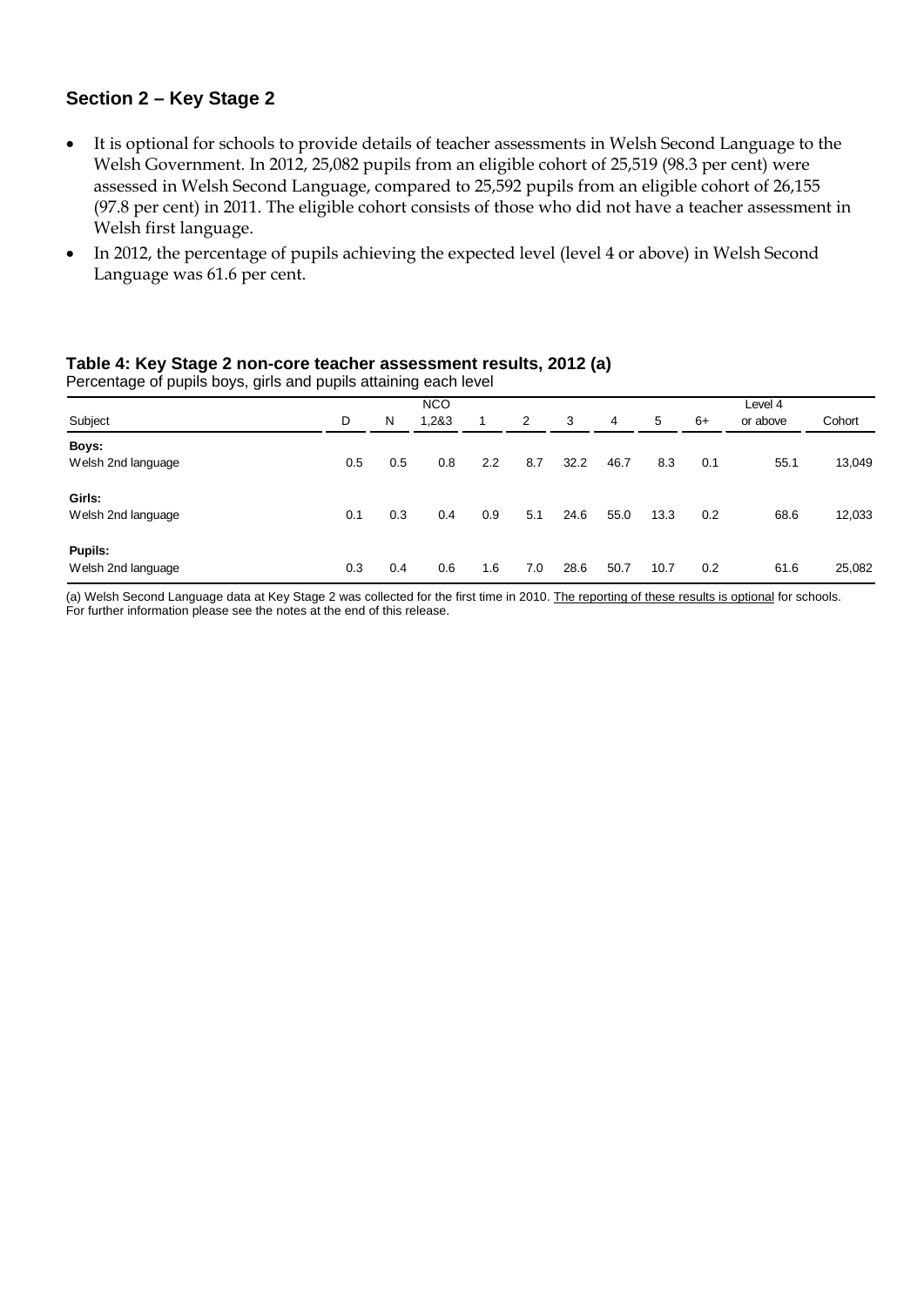## Section 2 – Key Stage 2

- It is optional for schools to provide details of teacher assessments in Welsh Second Language to the Welsh Government. In 2012, 25,082 pupils from an eligible cohort of 25,519 (98.3 per cent) were assessed in Welsh Second Language, compared to 25,592 pupils from an eligible cohort of 26,155 (97.8 per cent) in 2011. The eligible cohort consists of those who did not have a teacher assessment in Welsh first language.
- In 2012, the percentage of pupils achieving the expected level (level 4 or above) in Welsh Second Language was 61.6 per cent.

**Table 4: Key Stage 2 non-core teacher assessment results, 2012 (a)**

Percentage of pupils boys, girls and pupils attaining each level

| Subject | D | N | NCO 1,2&3 | 1 | 2 | 3 | 4 | 5 | 6+ | Level 4 or above | Cohort |
|---|---|---|---|---|---|---|---|---|---|---|---|
| **Boys:** | | | | | | | | | | | |
| Welsh 2nd language | 0.5 | 0.5 | 0.8 | 2.2 | 8.7 | 32.2 | 46.7 | 8.3 | 0.1 | 55.1 | 13,049 |
| **Girls:** | | | | | | | | | | | |
| Welsh 2nd language | 0.1 | 0.3 | 0.4 | 0.9 | 5.1 | 24.6 | 55.0 | 13.3 | 0.2 | 68.6 | 12,033 |
| **Pupils:** | | | | | | | | | | | |
| Welsh 2nd language | 0.3 | 0.4 | 0.6 | 1.6 | 7.0 | 28.6 | 50.7 | 10.7 | 0.2 | 61.6 | 25,082 |

(a) Welsh Second Language data at Key Stage 2 was collected for the first time in 2010. The reporting of these results is optional for schools. For further information please see the notes at the end of this release.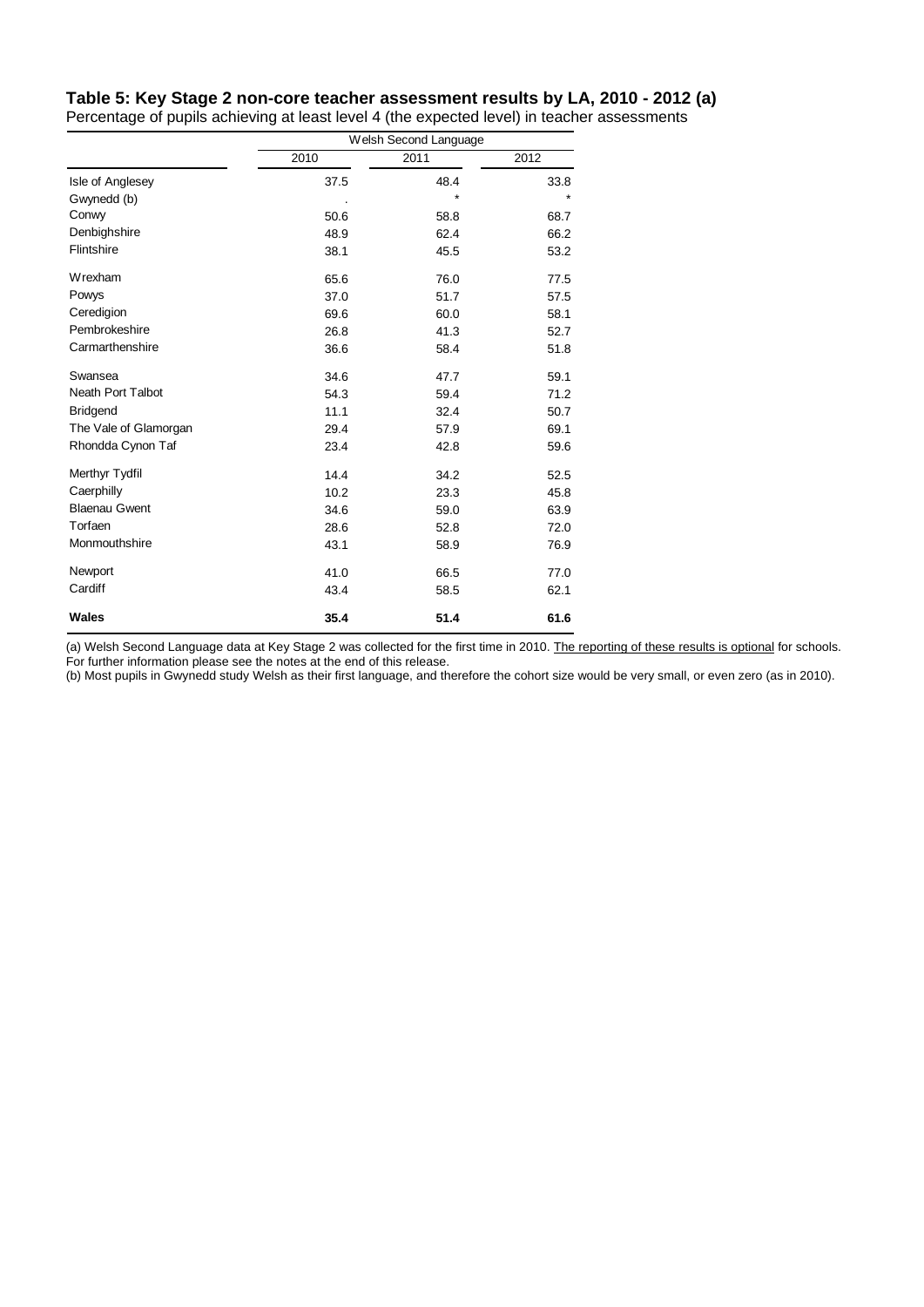### Table 5: Key Stage 2 non-core teacher assessment results by LA, 2010 - 2012 (a)

Percentage of pupils achieving at least level 4 (the expected level) in teacher assessments

| | Welsh Second Language | | |
|---|---|---|---|
| | 2010 | 2011 | 2012 |
| Isle of Anglesey | 37.5 | 48.4 | 33.8 |
| Gwynedd (b) | . | * | * |
| Conwy | 50.6 | 58.8 | 68.7 |
| Denbighshire | 48.9 | 62.4 | 66.2 |
| Flintshire | 38.1 | 45.5 | 53.2 |
| Wrexham | 65.6 | 76.0 | 77.5 |
| Powys | 37.0 | 51.7 | 57.5 |
| Ceredigion | 69.6 | 60.0 | 58.1 |
| Pembrokeshire | 26.8 | 41.3 | 52.7 |
| Carmarthenshire | 36.6 | 58.4 | 51.8 |
| Swansea | 34.6 | 47.7 | 59.1 |
| Neath Port Talbot | 54.3 | 59.4 | 71.2 |
| Bridgend | 11.1 | 32.4 | 50.7 |
| The Vale of Glamorgan | 29.4 | 57.9 | 69.1 |
| Rhondda Cynon Taf | 23.4 | 42.8 | 59.6 |
| Merthyr Tydfil | 14.4 | 34.2 | 52.5 |
| Caerphilly | 10.2 | 23.3 | 45.8 |
| Blaenau Gwent | 34.6 | 59.0 | 63.9 |
| Torfaen | 28.6 | 52.8 | 72.0 |
| Monmouthshire | 43.1 | 58.9 | 76.9 |
| Newport | 41.0 | 66.5 | 77.0 |
| Cardiff | 43.4 | 58.5 | 62.1 |
| **Wales** | **35.4** | **51.4** | **61.6** |

(a) Welsh Second Language data at Key Stage 2 was collected for the first time in 2010. The reporting of these results is optional for schools. For further information please see the notes at the end of this release.

(b) Most pupils in Gwynedd study Welsh as their first language, and therefore the cohort size would be very small, or even zero (as in 2010).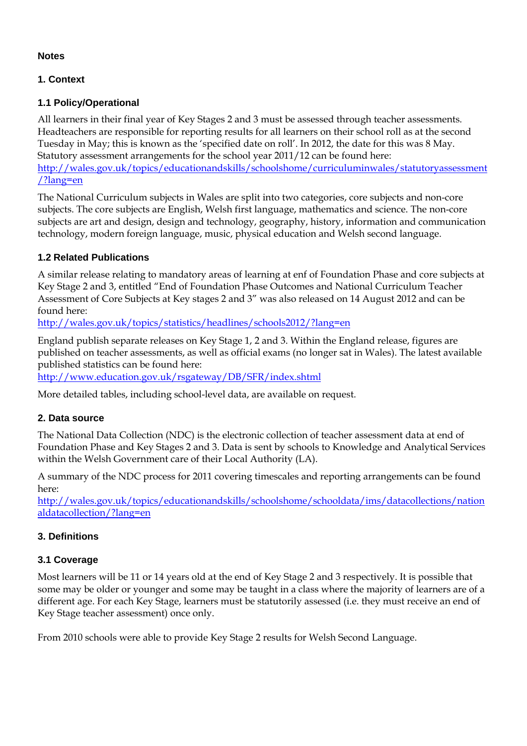**Notes**

## 1. Context

### 1.1 Policy/Operational

All learners in their final year of Key Stages 2 and 3 must be assessed through teacher assessments. Headteachers are responsible for reporting results for all learners on their school roll as at the second Tuesday in May; this is known as the 'specified date on roll'. In 2012, the date for this was 8 May. Statutory assessment arrangements for the school year 2011/12 can be found here:
[http://wales.gov.uk/topics/educationandskills/schoolshome/curriculuminwales/statutoryassessment/?lang=en](http://wales.gov.uk/topics/educationandskills/schoolshome/curriculuminwales/statutoryassessment/?lang=en)

The National Curriculum subjects in Wales are split into two categories, core subjects and non-core subjects. The core subjects are English, Welsh first language, mathematics and science. The non-core subjects are art and design, design and technology, geography, history, information and communication technology, modern foreign language, music, physical education and Welsh second language.

### 1.2 Related Publications

A similar release relating to mandatory areas of learning at enf of Foundation Phase and core subjects at Key Stage 2 and 3, entitled "End of Foundation Phase Outcomes and National Curriculum Teacher Assessment of Core Subjects at Key stages 2 and 3" was also released on 14 August 2012 and can be found here:
[http://wales.gov.uk/topics/statistics/headlines/schools2012/?lang=en](http://wales.gov.uk/topics/statistics/headlines/schools2012/?lang=en)

England publish separate releases on Key Stage 1, 2 and 3. Within the England release, figures are published on teacher assessments, as well as official exams (no longer sat in Wales). The latest available published statistics can be found here:
[http://www.education.gov.uk/rsgateway/DB/SFR/index.shtml](http://www.education.gov.uk/rsgateway/DB/SFR/index.shtml)

More detailed tables, including school-level data, are available on request.

## 2. Data source

The National Data Collection (NDC) is the electronic collection of teacher assessment data at end of Foundation Phase and Key Stages 2 and 3. Data is sent by schools to Knowledge and Analytical Services within the Welsh Government care of their Local Authority (LA).

A summary of the NDC process for 2011 covering timescales and reporting arrangements can be found here:
[http://wales.gov.uk/topics/educationandskills/schoolshome/schooldata/ims/datacollections/nationaldatacollection/?lang=en](http://wales.gov.uk/topics/educationandskills/schoolshome/schooldata/ims/datacollections/nationaldatacollection/?lang=en)

## 3. Definitions

### 3.1 Coverage

Most learners will be 11 or 14 years old at the end of Key Stage 2 and 3 respectively. It is possible that some may be older or younger and some may be taught in a class where the majority of learners are of a different age. For each Key Stage, learners must be statutorily assessed (i.e. they must receive an end of Key Stage teacher assessment) once only.

From 2010 schools were able to provide Key Stage 2 results for Welsh Second Language.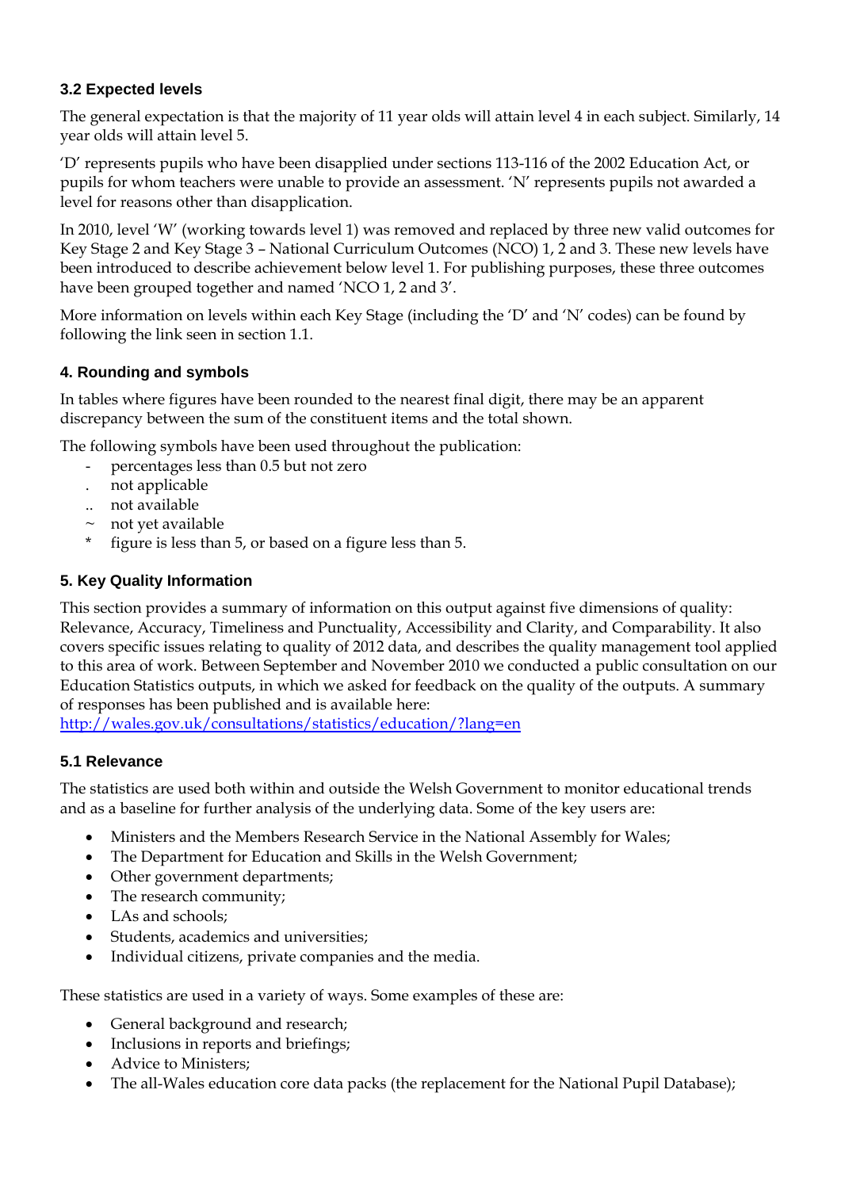### 3.2 Expected levels

The general expectation is that the majority of 11 year olds will attain level 4 in each subject. Similarly, 14 year olds will attain level 5.

'D' represents pupils who have been disapplied under sections 113-116 of the 2002 Education Act, or pupils for whom teachers were unable to provide an assessment. 'N' represents pupils not awarded a level for reasons other than disapplication.

In 2010, level 'W' (working towards level 1) was removed and replaced by three new valid outcomes for Key Stage 2 and Key Stage 3 – National Curriculum Outcomes (NCO) 1, 2 and 3. These new levels have been introduced to describe achievement below level 1. For publishing purposes, these three outcomes have been grouped together and named 'NCO 1, 2 and 3'.

More information on levels within each Key Stage (including the 'D' and 'N' codes) can be found by following the link seen in section 1.1.

### 4. Rounding and symbols

In tables where figures have been rounded to the nearest final digit, there may be an apparent discrepancy between the sum of the constituent items and the total shown.

The following symbols have been used throughout the publication:

- `-` percentages less than 0.5 but not zero
- `.` not applicable
- `..` not available
- `~` not yet available
- `*` figure is less than 5, or based on a figure less than 5.

### 5. Key Quality Information

This section provides a summary of information on this output against five dimensions of quality: Relevance, Accuracy, Timeliness and Punctuality, Accessibility and Clarity, and Comparability. It also covers specific issues relating to quality of 2012 data, and describes the quality management tool applied to this area of work. Between September and November 2010 we conducted a public consultation on our Education Statistics outputs, in which we asked for feedback on the quality of the outputs. A summary of responses has been published and is available here:
http://wales.gov.uk/consultations/statistics/education/?lang=en

### 5.1 Relevance

The statistics are used both within and outside the Welsh Government to monitor educational trends and as a baseline for further analysis of the underlying data. Some of the key users are:

- Ministers and the Members Research Service in the National Assembly for Wales;
- The Department for Education and Skills in the Welsh Government;
- Other government departments;
- The research community;
- LAs and schools;
- Students, academics and universities;
- Individual citizens, private companies and the media.

These statistics are used in a variety of ways. Some examples of these are:

- General background and research;
- Inclusions in reports and briefings;
- Advice to Ministers;
- The all-Wales education core data packs (the replacement for the National Pupil Database);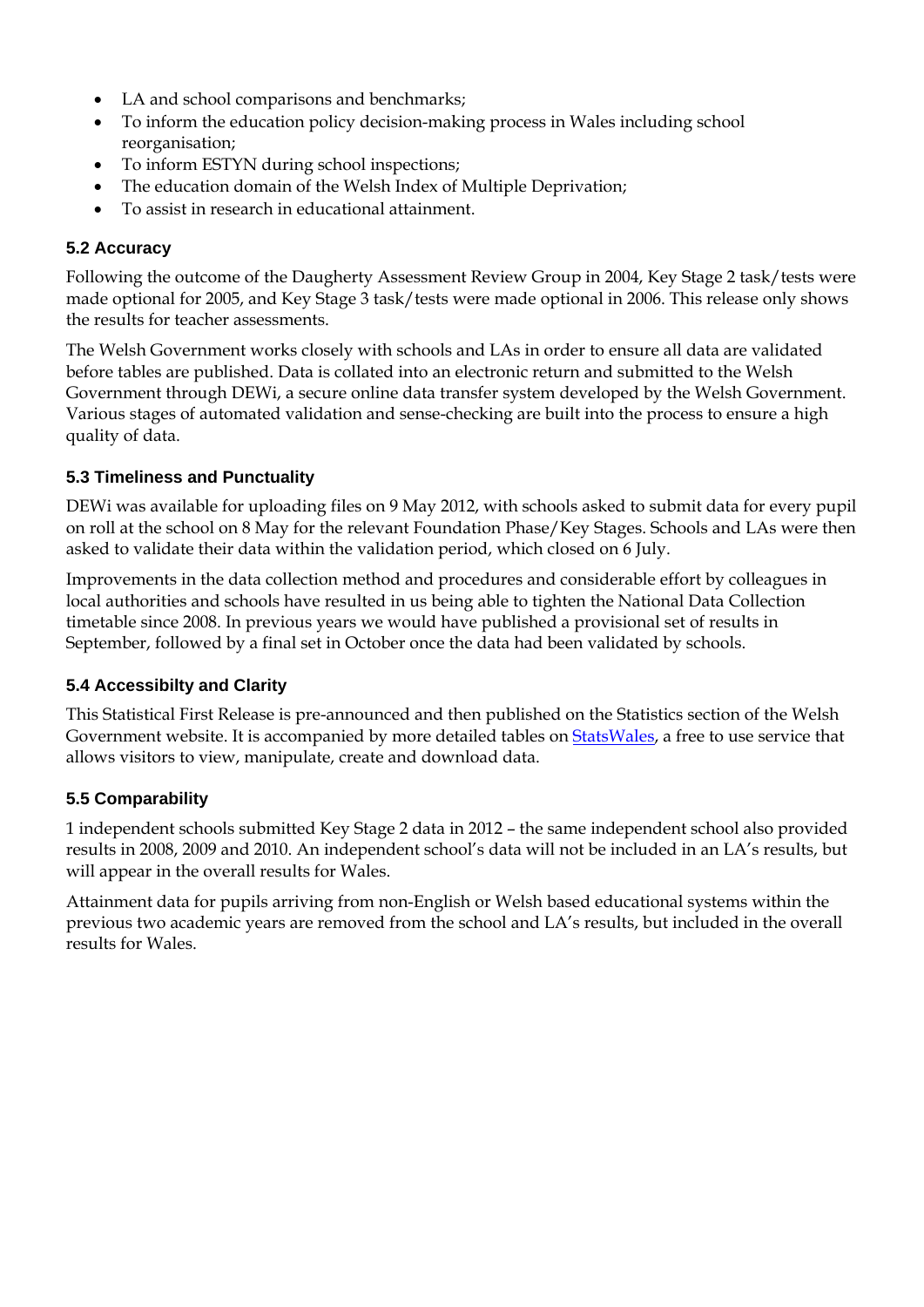- LA and school comparisons and benchmarks;
- To inform the education policy decision-making process in Wales including school reorganisation;
- To inform ESTYN during school inspections;
- The education domain of the Welsh Index of Multiple Deprivation;
- To assist in research in educational attainment.

### 5.2 Accuracy

Following the outcome of the Daugherty Assessment Review Group in 2004, Key Stage 2 task/tests were made optional for 2005, and Key Stage 3 task/tests were made optional in 2006. This release only shows the results for teacher assessments.

The Welsh Government works closely with schools and LAs in order to ensure all data are validated before tables are published. Data is collated into an electronic return and submitted to the Welsh Government through DEWi, a secure online data transfer system developed by the Welsh Government. Various stages of automated validation and sense-checking are built into the process to ensure a high quality of data.

### 5.3 Timeliness and Punctuality

DEWi was available for uploading files on 9 May 2012, with schools asked to submit data for every pupil on roll at the school on 8 May for the relevant Foundation Phase/Key Stages. Schools and LAs were then asked to validate their data within the validation period, which closed on 6 July.

Improvements in the data collection method and procedures and considerable effort by colleagues in local authorities and schools have resulted in us being able to tighten the National Data Collection timetable since 2008. In previous years we would have published a provisional set of results in September, followed by a final set in October once the data had been validated by schools.

### 5.4 Accessibilty and Clarity

This Statistical First Release is pre-announced and then published on the Statistics section of the Welsh Government website. It is accompanied by more detailed tables on StatsWales, a free to use service that allows visitors to view, manipulate, create and download data.

### 5.5 Comparability

1 independent schools submitted Key Stage 2 data in 2012 – the same independent school also provided results in 2008, 2009 and 2010. An independent school's data will not be included in an LA's results, but will appear in the overall results for Wales.

Attainment data for pupils arriving from non-English or Welsh based educational systems within the previous two academic years are removed from the school and LA's results, but included in the overall results for Wales.